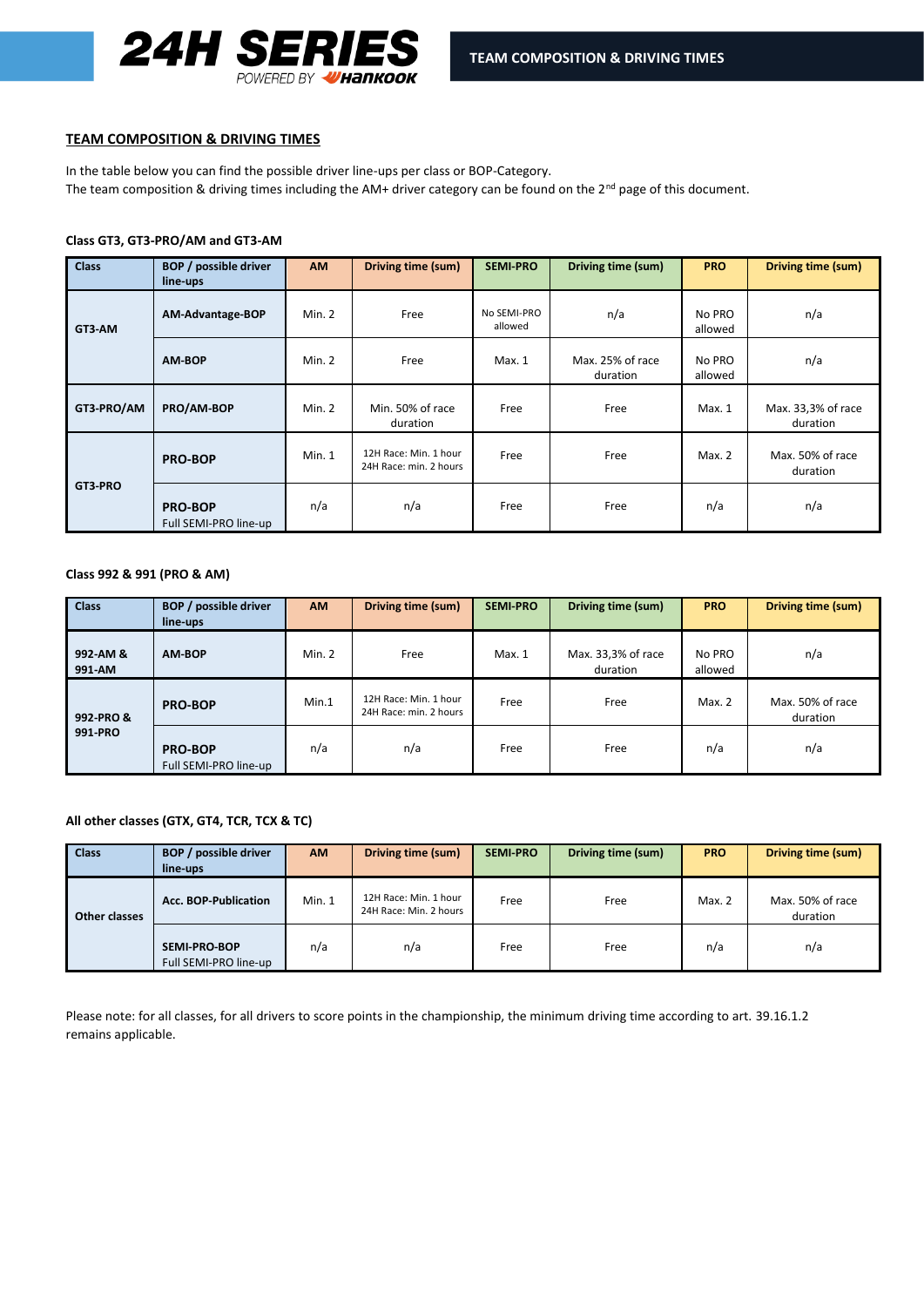## TEAM COMPOSITION & DRIVING TIMES

In the table below you can find the possible driver line-ups per class or BOP-Category.
The team composition & driving times including the AM+ driver category can be found on the 2nd page of this document.

**Class GT3, GT3-PRO/AM and GT3-AM**

| Class | BOP / possible driver line-ups | AM | Driving time (sum) | SEMI-PRO | Driving time (sum) | PRO | Driving time (sum) |
|---|---|---|---|---|---|---|---|
| GT3-AM | **AM-Advantage-BOP** | Min. 2 | Free | No SEMI-PRO allowed | n/a | No PRO allowed | n/a |
| | **AM-BOP** | Min. 2 | Free | Max. 1 | Max. 25% of race duration | No PRO allowed | n/a |
| GT3-PRO/AM | **PRO/AM-BOP** | Min. 2 | Min. 50% of race duration | Free | Free | Max. 1 | Max. 33,3% of race duration |
| GT3-PRO | **PRO-BOP** | Min. 1 | 12H Race: Min. 1 hour 24H Race: min. 2 hours | Free | Free | Max. 2 | Max. 50% of race duration |
| | **PRO-BOP** Full SEMI-PRO line-up | n/a | n/a | Free | Free | n/a | n/a |

**Class 992 & 991 (PRO & AM)**

| Class | BOP / possible driver line-ups | AM | Driving time (sum) | SEMI-PRO | Driving time (sum) | PRO | Driving time (sum) |
|---|---|---|---|---|---|---|---|
| 992-AM & 991-AM | **AM-BOP** | Min. 2 | Free | Max. 1 | Max. 33,3% of race duration | No PRO allowed | n/a |
| 992-PRO & 991-PRO | **PRO-BOP** | Min.1 | 12H Race: Min. 1 hour 24H Race: min. 2 hours | Free | Free | Max. 2 | Max. 50% of race duration |
| | **PRO-BOP** Full SEMI-PRO line-up | n/a | n/a | Free | Free | n/a | n/a |

**All other classes (GTX, GT4, TCR, TCX & TC)**

| Class | BOP / possible driver line-ups | AM | Driving time (sum) | SEMI-PRO | Driving time (sum) | PRO | Driving time (sum) |
|---|---|---|---|---|---|---|---|
| Other classes | **Acc. BOP-Publication** | Min. 1 | 12H Race: Min. 1 hour 24H Race: Min. 2 hours | Free | Free | Max. 2 | Max. 50% of race duration |
| | **SEMI-PRO-BOP** Full SEMI-PRO line-up | n/a | n/a | Free | Free | n/a | n/a |

Please note: for all classes, for all drivers to score points in the championship, the minimum driving time according to art. 39.16.1.2 remains applicable.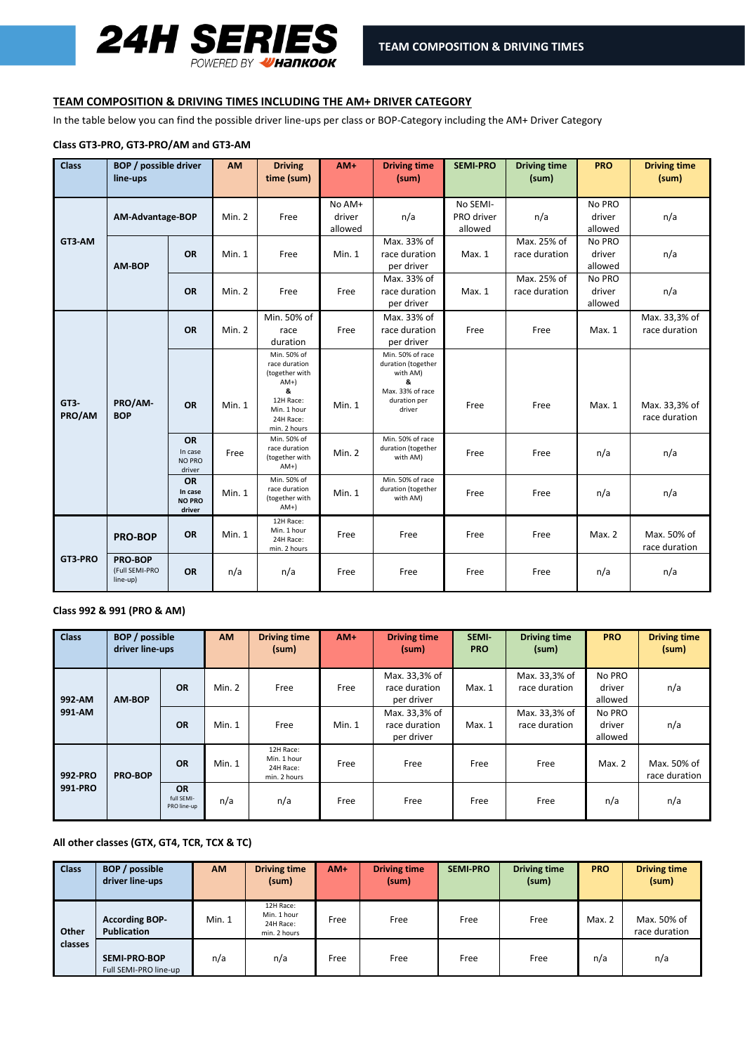## TEAM COMPOSITION & DRIVING TIMES INCLUDING THE AM+ DRIVER CATEGORY

In the table below you can find the possible driver line-ups per class or BOP-Category including the AM+ Driver Category

### Class GT3-PRO, GT3-PRO/AM and GT3-AM

| Class | BOP / possible driver line-ups | | AM | Driving time (sum) | AM+ | Driving time (sum) | SEMI-PRO | Driving time (sum) | PRO | Driving time (sum) |
|---|---|---|---|---|---|---|---|---|---|---|
| GT3-AM | AM-Advantage-BOP | | Min. 2 | Free | No AM+ driver allowed | n/a | No SEMI-PRO driver allowed | n/a | No PRO driver allowed | n/a |
| | AM-BOP | OR | Min. 1 | Free | Min. 1 | Max. 33% of race duration per driver | Max. 1 | Max. 25% of race duration | No PRO driver allowed | n/a |
| | | OR | Min. 2 | Free | Free | Max. 33% of race duration per driver | Max. 1 | Max. 25% of race duration | No PRO driver allowed | n/a |
| GT3-PRO/AM | PRO/AM-BOP | OR | Min. 2 | Min. 50% of race duration | Free | Max. 33% of race duration per driver | Free | Free | Max. 1 | Max. 33,3% of race duration |
| | | OR | Min. 1 | Min. 50% of race duration (together with AM+) & 12H Race: Min. 1 hour 24H Race: min. 2 hours | Min. 1 | Min. 50% of race duration (together with AM) & Max. 33% of race duration per driver | Free | Free | Max. 1 | Max. 33,3% of race duration |
| | | OR In case NO PRO driver | Free | Min. 50% of race duration (together with AM+) | Min. 2 | Min. 50% of race duration (together with AM) | Free | Free | n/a | n/a |
| | | OR In case NO PRO driver | Min. 1 | Min. 50% of race duration (together with AM+) | Min. 1 | Min. 50% of race duration (together with AM) | Free | Free | n/a | n/a |
| GT3-PRO | PRO-BOP | OR | Min. 1 | 12H Race: Min. 1 hour 24H Race: min. 2 hours | Free | Free | Free | Free | Max. 2 | Max. 50% of race duration |
| | PRO-BOP (Full SEMI-PRO line-up) | OR | n/a | n/a | Free | Free | Free | Free | n/a | n/a |

### Class 992 & 991 (PRO & AM)

| Class | BOP / possible driver line-ups | | AM | Driving time (sum) | AM+ | Driving time (sum) | SEMI-PRO | Driving time (sum) | PRO | Driving time (sum) |
|---|---|---|---|---|---|---|---|---|---|---|
| 992-AM 991-AM | AM-BOP | OR | Min. 2 | Free | Free | Max. 33,3% of race duration per driver | Max. 1 | Max. 33,3% of race duration | No PRO driver allowed | n/a |
| | | OR | Min. 1 | Free | Min. 1 | Max. 33,3% of race duration per driver | Max. 1 | Max. 33,3% of race duration | No PRO driver allowed | n/a |
| 992-PRO 991-PRO | PRO-BOP | OR | Min. 1 | 12H Race: Min. 1 hour 24H Race: min. 2 hours | Free | Free | Free | Free | Max. 2 | Max. 50% of race duration |
| | | OR full SEMI-PRO line-up | n/a | n/a | Free | Free | Free | Free | n/a | n/a |

### All other classes (GTX, GT4, TCR, TCX & TC)

| Class | BOP / possible driver line-ups | AM | Driving time (sum) | AM+ | Driving time (sum) | SEMI-PRO | Driving time (sum) | PRO | Driving time (sum) |
|---|---|---|---|---|---|---|---|---|---|
| Other classes | According BOP-Publication | Min. 1 | 12H Race: Min. 1 hour 24H Race: min. 2 hours | Free | Free | Free | Free | Max. 2 | Max. 50% of race duration |
| | SEMI-PRO-BOP Full SEMI-PRO line-up | n/a | n/a | Free | Free | Free | Free | n/a | n/a |